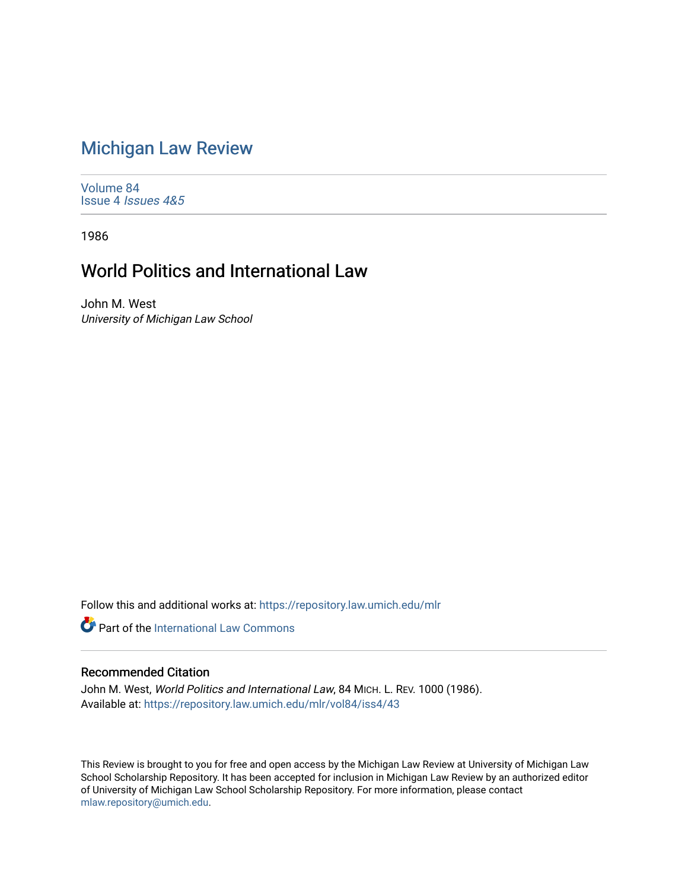# Michigan Law Review

Volume 84
Issue 4 *Issues 4&5*

1986

## World Politics and International Law

John M. West
*University of Michigan Law School*

Follow this and additional works at: https://repository.law.umich.edu/mlr

Part of the International Law Commons

### Recommended Citation

John M. West, *World Politics and International Law*, 84 MICH. L. REV. 1000 (1986).
Available at: https://repository.law.umich.edu/mlr/vol84/iss4/43

This Review is brought to you for free and open access by the Michigan Law Review at University of Michigan Law School Scholarship Repository. It has been accepted for inclusion in Michigan Law Review by an authorized editor of University of Michigan Law School Scholarship Repository. For more information, please contact mlaw.repository@umich.edu.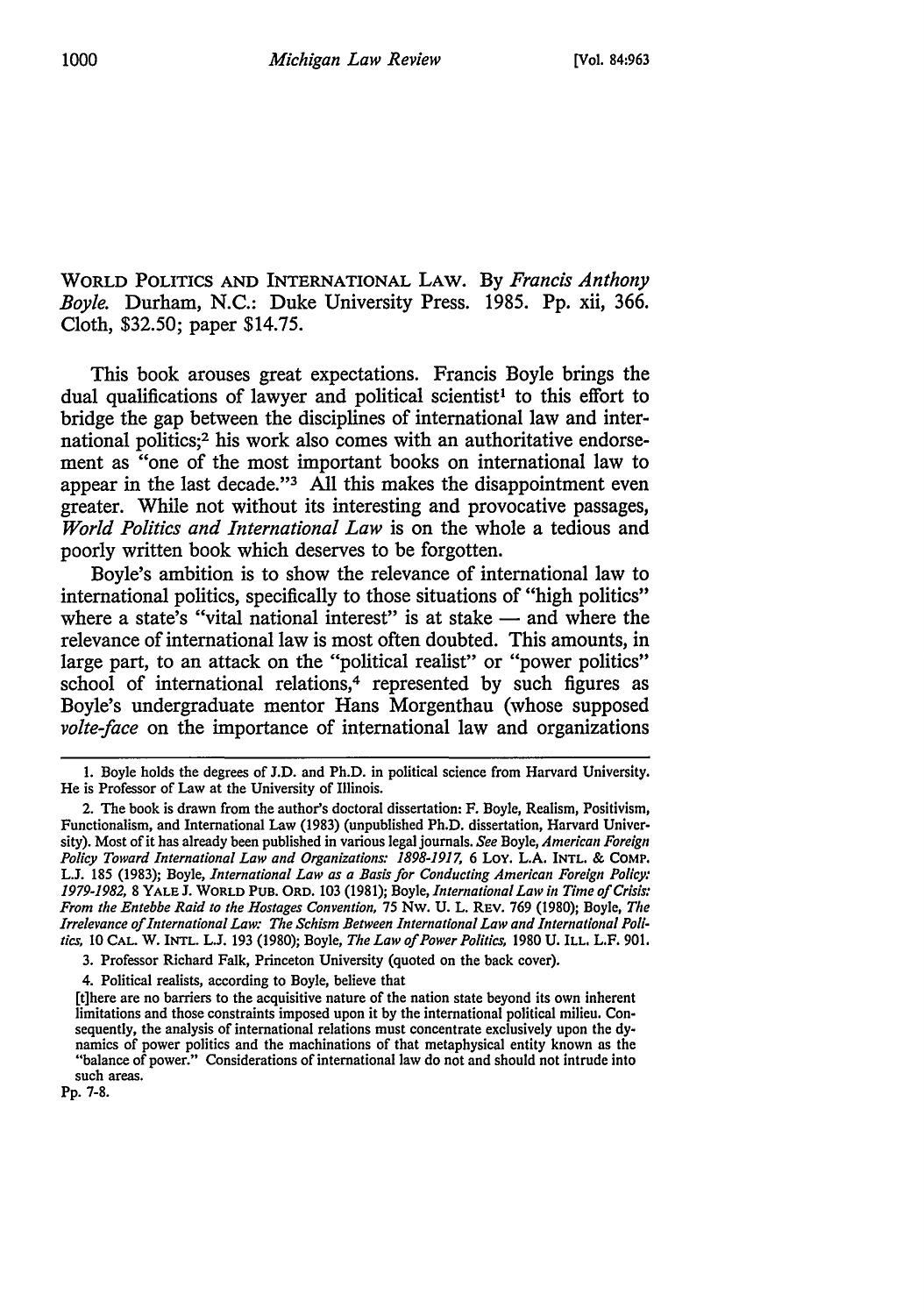WORLD POLITICS AND INTERNATIONAL LAW. By *Francis Anthony Boyle.* Durham, N.C.: Duke University Press. 1985. Pp. xii, 366. Cloth, $32.50; paper $14.75.

This book arouses great expectations. Francis Boyle brings the dual qualifications of lawyer and political scientist[1] to this effort to bridge the gap between the disciplines of international law and international politics;[2] his work also comes with an authoritative endorsement as "one of the most important books on international law to appear in the last decade."[3] All this makes the disappointment even greater. While not without its interesting and provocative passages, *World Politics and International Law* is on the whole a tedious and poorly written book which deserves to be forgotten.

Boyle's ambition is to show the relevance of international law to international politics, specifically to those situations of "high politics" where a state's "vital national interest" is at stake — and where the relevance of international law is most often doubted. This amounts, in large part, to an attack on the "political realist" or "power politics" school of international relations,[4] represented by such figures as Boyle's undergraduate mentor Hans Morgenthau (whose supposed *volte-face* on the importance of international law and organizations

---

1. Boyle holds the degrees of J.D. and Ph.D. in political science from Harvard University. He is Professor of Law at the University of Illinois.

2. The book is drawn from the author's doctoral dissertation: F. Boyle, Realism, Positivism, Functionalism, and International Law (1983) (unpublished Ph.D. dissertation, Harvard University). Most of it has already been published in various legal journals. *See* Boyle, *American Foreign Policy Toward International Law and Organizations: 1898-1917,* 6 LOY. L.A. INTL. & COMP. L.J. 185 (1983); Boyle, *International Law as a Basis for Conducting American Foreign Policy: 1979-1982,* 8 YALE J. WORLD PUB. ORD. 103 (1981); Boyle, *International Law in Time of Crisis: From the Entebbe Raid to the Hostages Convention,* 75 NW. U. L. REV. 769 (1980); Boyle, *The Irrelevance of International Law: The Schism Between International Law and International Politics,* 10 CAL. W. INTL. L.J. 193 (1980); Boyle, *The Law of Power Politics,* 1980 U. ILL. L.F. 901.

3. Professor Richard Falk, Princeton University (quoted on the back cover).

4. Political realists, according to Boyle, believe that

> [t]here are no barriers to the acquisitive nature of the nation state beyond its own inherent limitations and those constraints imposed upon it by the international political milieu. Consequently, the analysis of international relations must concentrate exclusively upon the dynamics of power politics and the machinations of that metaphysical entity known as the "balance of power." Considerations of international law do not and should not intrude into such areas.

Pp. 7-8.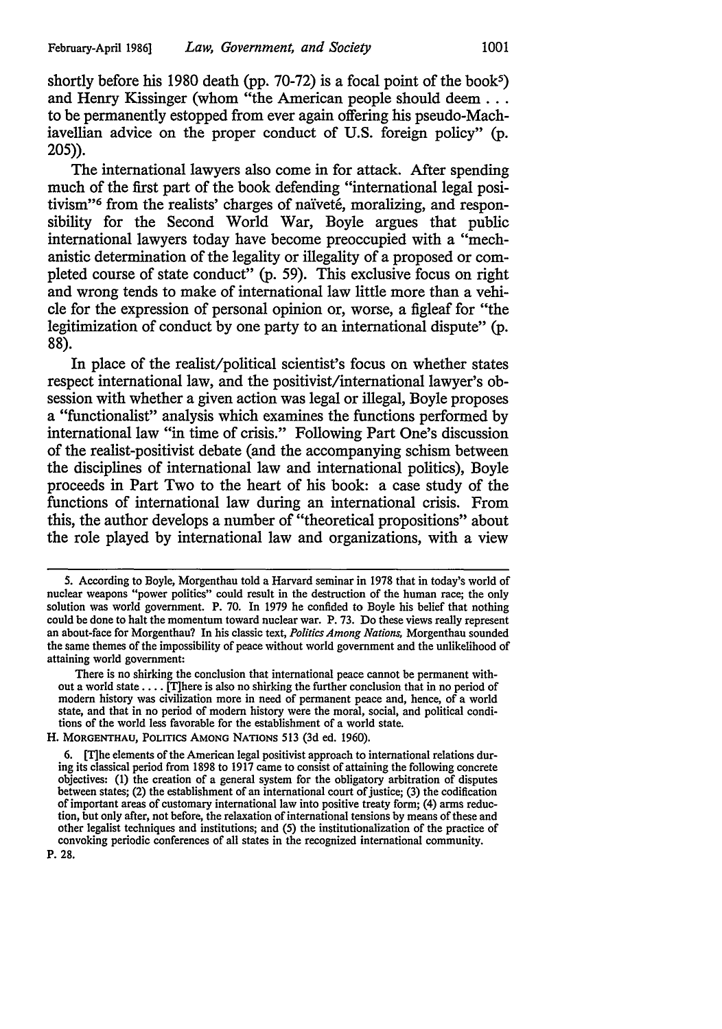shortly before his 1980 death (pp. 70-72) is a focal point of the book[5]) and Henry Kissinger (whom "the American people should deem . . . to be permanently estopped from ever again offering his pseudo-Machiavellian advice on the proper conduct of U.S. foreign policy" (p. 205)).

The international lawyers also come in for attack. After spending much of the first part of the book defending "international legal positivism"[6] from the realists' charges of naïveté, moralizing, and responsibility for the Second World War, Boyle argues that public international lawyers today have become preoccupied with a "mechanistic determination of the legality or illegality of a proposed or completed course of state conduct" (p. 59). This exclusive focus on right and wrong tends to make of international law little more than a vehicle for the expression of personal opinion or, worse, a figleaf for "the legitimization of conduct by one party to an international dispute" (p. 88).

In place of the realist/political scientist's focus on whether states respect international law, and the positivist/international lawyer's obsession with whether a given action was legal or illegal, Boyle proposes a "functionalist" analysis which examines the functions performed by international law "in time of crisis." Following Part One's discussion of the realist-positivist debate (and the accompanying schism between the disciplines of international law and international politics), Boyle proceeds in Part Two to the heart of his book: a case study of the functions of international law during an international crisis. From this, the author develops a number of "theoretical propositions" about the role played by international law and organizations, with a view

---

5. According to Boyle, Morgenthau told a Harvard seminar in 1978 that in today's world of nuclear weapons "power politics" could result in the destruction of the human race; the only solution was world government. P. 70. In 1979 he confided to Boyle his belief that nothing could be done to halt the momentum toward nuclear war. P. 73. Do these views really represent an about-face for Morgenthau? In his classic text, *Politics Among Nations*, Morgenthau sounded the same themes of the impossibility of peace without world government and the unlikelihood of attaining world government:

> There is no shirking the conclusion that international peace cannot be permanent without a world state . . . . [T]here is also no shirking the further conclusion that in no period of modern history was civilization more in need of permanent peace and, hence, of a world state, and that in no period of modern history were the moral, social, and political conditions of the world less favorable for the establishment of a world state.

H. MORGENTHAU, POLITICS AMONG NATIONS 513 (3d ed. 1960).

6. [T]he elements of the American legal positivist approach to international relations during its classical period from 1898 to 1917 came to consist of attaining the following concrete objectives: (1) the creation of a general system for the obligatory arbitration of disputes between states; (2) the establishment of an international court of justice; (3) the codification of important areas of customary international law into positive treaty form; (4) arms reduction, but only after, not before, the relaxation of international tensions by means of these and other legalist techniques and institutions; and (5) the institutionalization of the practice of convoking periodic conferences of all states in the recognized international community.

P. 28.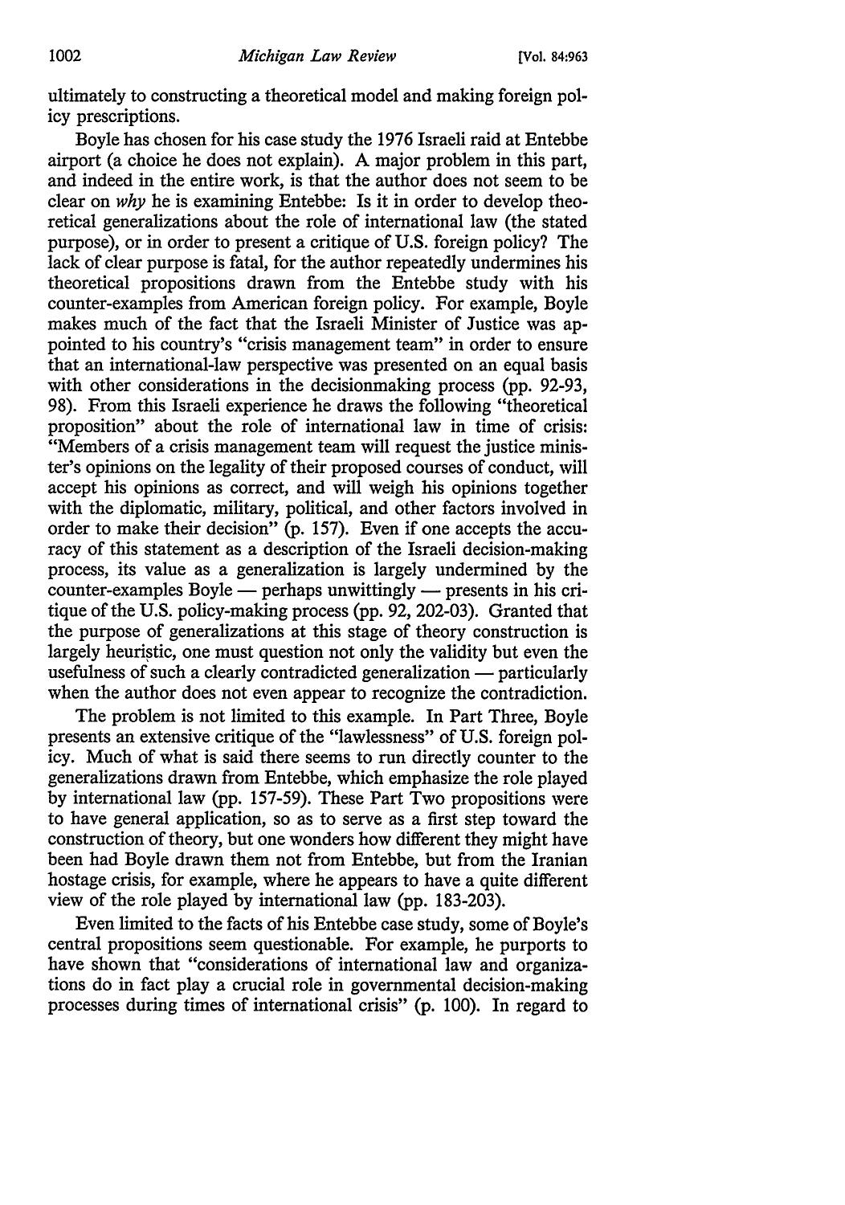ultimately to constructing a theoretical model and making foreign policy prescriptions.

Boyle has chosen for his case study the 1976 Israeli raid at Entebbe airport (a choice he does not explain). A major problem in this part, and indeed in the entire work, is that the author does not seem to be clear on *why* he is examining Entebbe: Is it in order to develop theoretical generalizations about the role of international law (the stated purpose), or in order to present a critique of U.S. foreign policy? The lack of clear purpose is fatal, for the author repeatedly undermines his theoretical propositions drawn from the Entebbe study with his counter-examples from American foreign policy. For example, Boyle makes much of the fact that the Israeli Minister of Justice was appointed to his country's "crisis management team" in order to ensure that an international-law perspective was presented on an equal basis with other considerations in the decisionmaking process (pp. 92-93, 98). From this Israeli experience he draws the following "theoretical proposition" about the role of international law in time of crisis: "Members of a crisis management team will request the justice minister's opinions on the legality of their proposed courses of conduct, will accept his opinions as correct, and will weigh his opinions together with the diplomatic, military, political, and other factors involved in order to make their decision" (p. 157). Even if one accepts the accuracy of this statement as a description of the Israeli decision-making process, its value as a generalization is largely undermined by the counter-examples Boyle — perhaps unwittingly — presents in his critique of the U.S. policy-making process (pp. 92, 202-03). Granted that the purpose of generalizations at this stage of theory construction is largely heuristic, one must question not only the validity but even the usefulness of such a clearly contradicted generalization — particularly when the author does not even appear to recognize the contradiction.

The problem is not limited to this example. In Part Three, Boyle presents an extensive critique of the "lawlessness" of U.S. foreign policy. Much of what is said there seems to run directly counter to the generalizations drawn from Entebbe, which emphasize the role played by international law (pp. 157-59). These Part Two propositions were to have general application, so as to serve as a first step toward the construction of theory, but one wonders how different they might have been had Boyle drawn them not from Entebbe, but from the Iranian hostage crisis, for example, where he appears to have a quite different view of the role played by international law (pp. 183-203).

Even limited to the facts of his Entebbe case study, some of Boyle's central propositions seem questionable. For example, he purports to have shown that "considerations of international law and organizations do in fact play a crucial role in governmental decision-making processes during times of international crisis" (p. 100). In regard to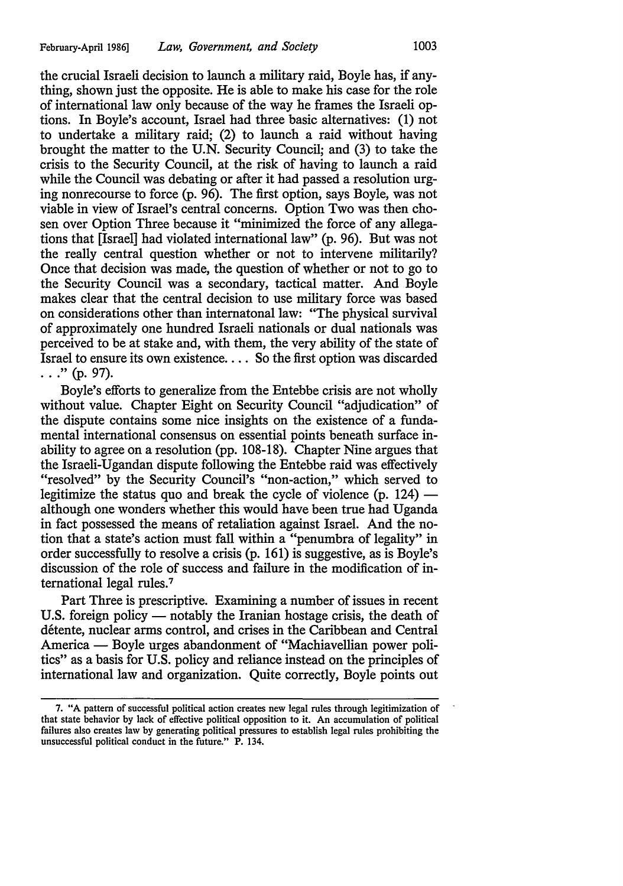the crucial Israeli decision to launch a military raid, Boyle has, if anything, shown just the opposite. He is able to make his case for the role of international law only because of the way he frames the Israeli options. In Boyle's account, Israel had three basic alternatives: (1) not to undertake a military raid; (2) to launch a raid without having brought the matter to the U.N. Security Council; and (3) to take the crisis to the Security Council, at the risk of having to launch a raid while the Council was debating or after it had passed a resolution urging nonrecourse to force (p. 96). The first option, says Boyle, was not viable in view of Israel's central concerns. Option Two was then chosen over Option Three because it "minimized the force of any allegations that [Israel] had violated international law" (p. 96). But was not the really central question whether or not to intervene militarily? Once that decision was made, the question of whether or not to go to the Security Council was a secondary, tactical matter. And Boyle makes clear that the central decision to use military force was based on considerations other than internatonal law: "The physical survival of approximately one hundred Israeli nationals or dual nationals was perceived to be at stake and, with them, the very ability of the state of Israel to ensure its own existence. . . . So the first option was discarded . . ." (p. 97).

Boyle's efforts to generalize from the Entebbe crisis are not wholly without value. Chapter Eight on Security Council "adjudication" of the dispute contains some nice insights on the existence of a fundamental international consensus on essential points beneath surface inability to agree on a resolution (pp. 108-18). Chapter Nine argues that the Israeli-Ugandan dispute following the Entebbe raid was effectively "resolved" by the Security Council's "non-action," which served to legitimize the status quo and break the cycle of violence (p. 124) — although one wonders whether this would have been true had Uganda in fact possessed the means of retaliation against Israel. And the notion that a state's action must fall within a "penumbra of legality" in order successfully to resolve a crisis (p. 161) is suggestive, as is Boyle's discussion of the role of success and failure in the modification of international legal rules.[7]

Part Three is prescriptive. Examining a number of issues in recent U.S. foreign policy — notably the Iranian hostage crisis, the death of détente, nuclear arms control, and crises in the Caribbean and Central America — Boyle urges abandonment of "Machiavellian power politics" as a basis for U.S. policy and reliance instead on the principles of international law and organization. Quite correctly, Boyle points out

---

7. "A pattern of successful political action creates new legal rules through legitimization of that state behavior by lack of effective political opposition to it. An accumulation of political failures also creates law by generating political pressures to establish legal rules prohibiting the unsuccessful political conduct in the future." P. 134.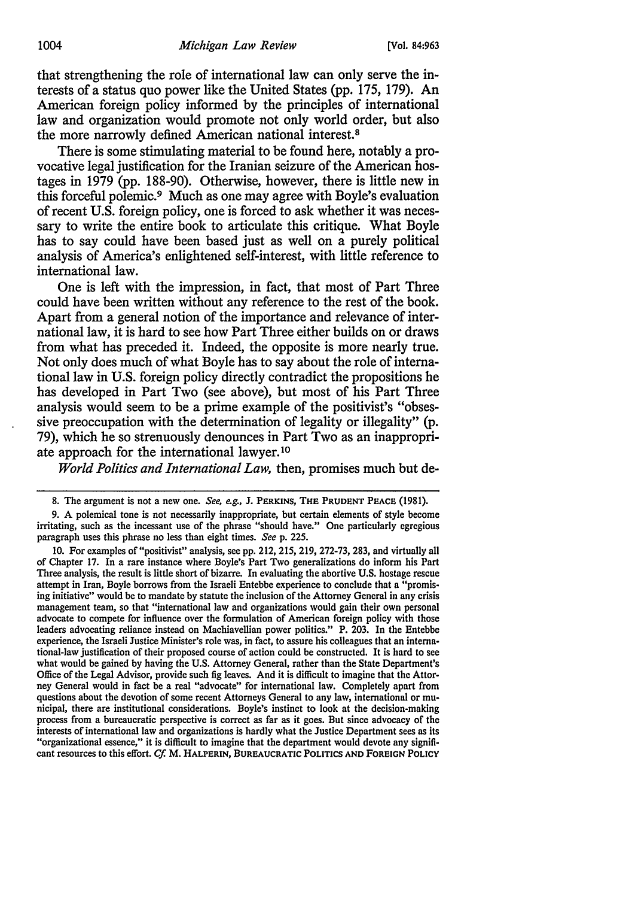that strengthening the role of international law can only serve the interests of a status quo power like the United States (pp. 175, 179). An American foreign policy informed by the principles of international law and organization would promote not only world order, but also the more narrowly defined American national interest.[8]

There is some stimulating material to be found here, notably a provocative legal justification for the Iranian seizure of the American hostages in 1979 (pp. 188-90). Otherwise, however, there is little new in this forceful polemic.[9] Much as one may agree with Boyle's evaluation of recent U.S. foreign policy, one is forced to ask whether it was necessary to write the entire book to articulate this critique. What Boyle has to say could have been based just as well on a purely political analysis of America's enlightened self-interest, with little reference to international law.

One is left with the impression, in fact, that most of Part Three could have been written without any reference to the rest of the book. Apart from a general notion of the importance and relevance of international law, it is hard to see how Part Three either builds on or draws from what has preceded it. Indeed, the opposite is more nearly true. Not only does much of what Boyle has to say about the role of international law in U.S. foreign policy directly contradict the propositions he has developed in Part Two (see above), but most of his Part Three analysis would seem to be a prime example of the positivist's "obsessive preoccupation with the determination of legality or illegality" (p. 79), which he so strenuously denounces in Part Two as an inappropriate approach for the international lawyer.[10]

*World Politics and International Law,* then, promises much but de-

---

8. The argument is not a new one. *See, e.g.,* J. PERKINS, THE PRUDENT PEACE (1981).

9. A polemical tone is not necessarily inappropriate, but certain elements of style become irritating, such as the incessant use of the phrase "should have." One particularly egregious paragraph uses this phrase no less than eight times. *See* p. 225.

10. For examples of "positivist" analysis, see pp. 212, 215, 219, 272-73, 283, and virtually all of Chapter 17. In a rare instance where Boyle's Part Two generalizations do inform his Part Three analysis, the result is little short of bizarre. In evaluating the abortive U.S. hostage rescue attempt in Iran, Boyle borrows from the Israeli Entebbe experience to conclude that a "promising initiative" would be to mandate by statute the inclusion of the Attorney General in any crisis management team, so that "international law and organizations would gain their own personal advocate to compete for influence over the formulation of American foreign policy with those leaders advocating reliance instead on Machiavellian power politics." P. 203. In the Entebbe experience, the Israeli Justice Minister's role was, in fact, to assure his colleagues that an international-law justification of their proposed course of action could be constructed. It is hard to see what would be gained by having the U.S. Attorney General, rather than the State Department's Office of the Legal Advisor, provide such fig leaves. And it is difficult to imagine that the Attorney General would in fact be a real "advocate" for international law. Completely apart from questions about the devotion of some recent Attorneys General to any law, international or municipal, there are institutional considerations. Boyle's instinct to look at the decision-making process from a bureaucratic perspective is correct as far as it goes. But since advocacy of the interests of international law and organizations is hardly what the Justice Department sees as its "organizational essence," it is difficult to imagine that the department would devote any significant resources to this effort. *Cf.* M. HALPERIN, BUREAUCRATIC POLITICS AND FOREIGN POLICY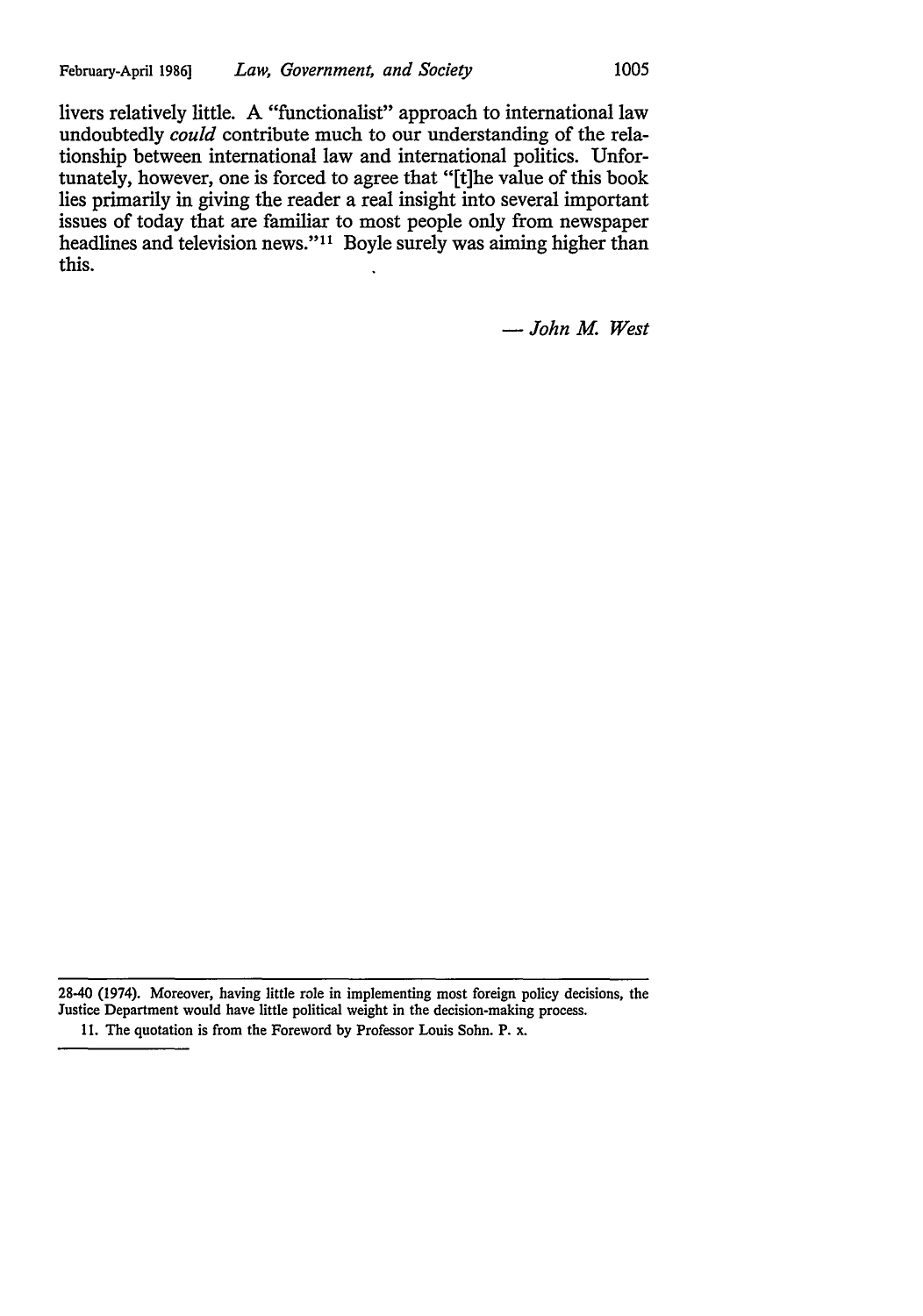livers relatively little. A "functionalist" approach to international law undoubtedly *could* contribute much to our understanding of the relationship between international law and international politics. Unfortunately, however, one is forced to agree that "[t]he value of this book lies primarily in giving the reader a real insight into several important issues of today that are familiar to most people only from newspaper headlines and television news."[11] Boyle surely was aiming higher than this.

— *John M. West*

---

28-40 (1974). Moreover, having little role in implementing most foreign policy decisions, the Justice Department would have little political weight in the decision-making process.

11. The quotation is from the Foreword by Professor Louis Sohn. P. x.